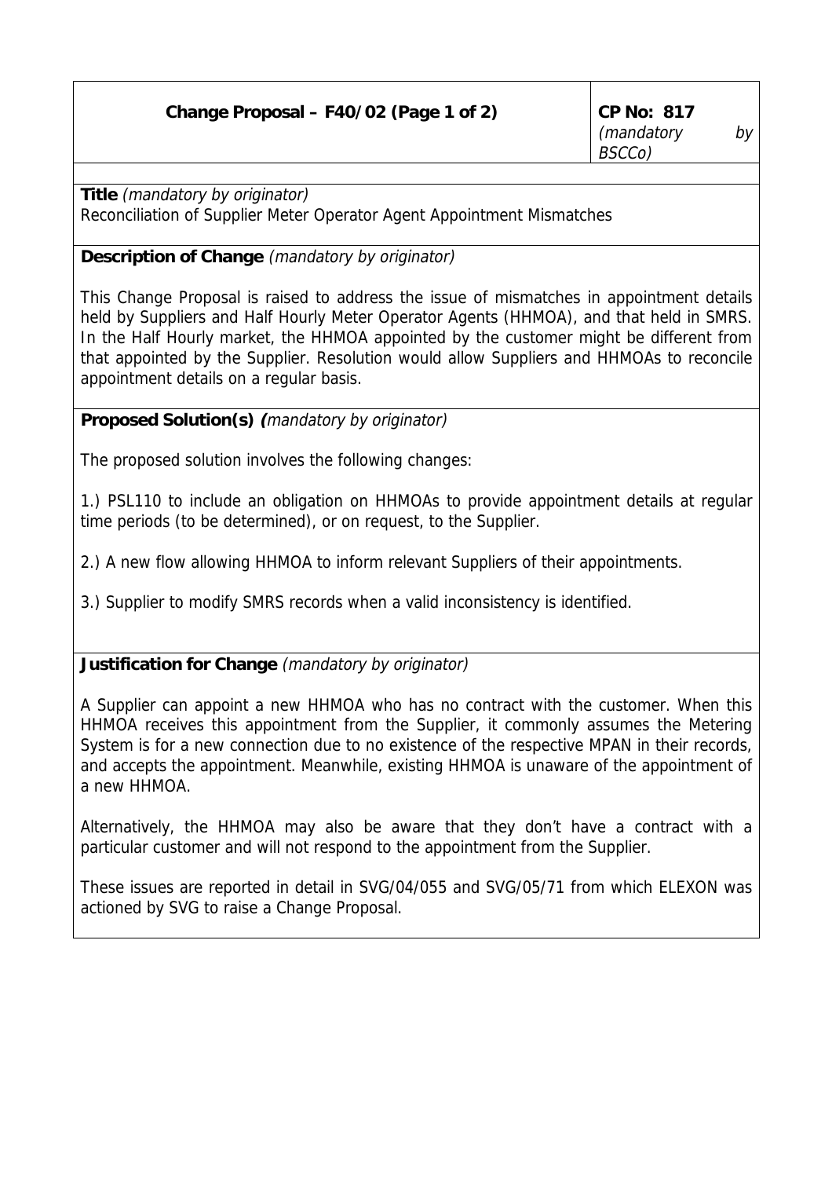| Change Proposal – F40/02 (Page 1 of 2) | CP No: 817 *(mandatory by BSCCo)* |
|---|---|

**Title** *(mandatory by originator)*

Reconciliation of Supplier Meter Operator Agent Appointment Mismatches

**Description of Change** *(mandatory by originator)*

This Change Proposal is raised to address the issue of mismatches in appointment details held by Suppliers and Half Hourly Meter Operator Agents (HHMOA), and that held in SMRS. In the Half Hourly market, the HHMOA appointed by the customer might be different from that appointed by the Supplier. Resolution would allow Suppliers and HHMOAs to reconcile appointment details on a regular basis.

**Proposed Solution(s)** *(mandatory by originator)*

The proposed solution involves the following changes:

1.) PSL110 to include an obligation on HHMOAs to provide appointment details at regular time periods (to be determined), or on request, to the Supplier.

2.) A new flow allowing HHMOA to inform relevant Suppliers of their appointments.

3.) Supplier to modify SMRS records when a valid inconsistency is identified.

**Justification for Change** *(mandatory by originator)*

A Supplier can appoint a new HHMOA who has no contract with the customer. When this HHMOA receives this appointment from the Supplier, it commonly assumes the Metering System is for a new connection due to no existence of the respective MPAN in their records, and accepts the appointment. Meanwhile, existing HHMOA is unaware of the appointment of a new HHMOA.

Alternatively, the HHMOA may also be aware that they don't have a contract with a particular customer and will not respond to the appointment from the Supplier.

These issues are reported in detail in SVG/04/055 and SVG/05/71 from which ELEXON was actioned by SVG to raise a Change Proposal.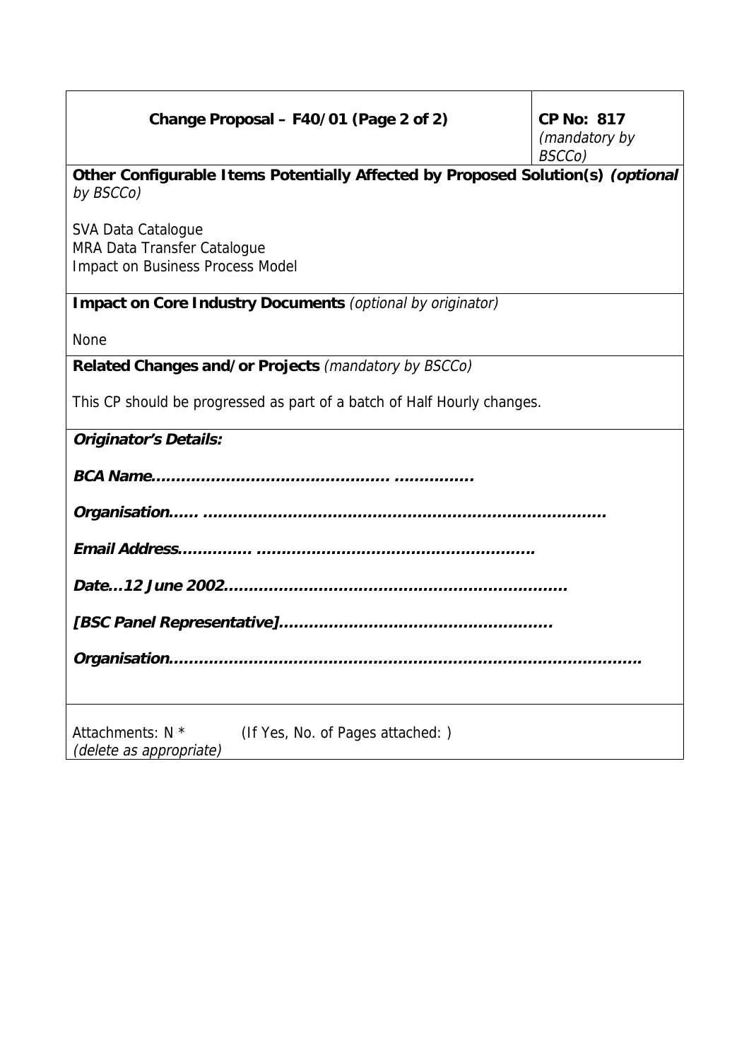| **Change Proposal – F40/01 (Page 2 of 2)** | **CP No: 817** *(mandatory by BSCCo)* |
|---|---|

**Other Configurable Items Potentially Affected by Proposed Solution(s)** ***(optional** by BSCCo)*

SVA Data Catalogue
MRA Data Transfer Catalogue
Impact on Business Process Model

**Impact on Core Industry Documents** *(optional by originator)*

None

**Related Changes and/or Projects** *(mandatory by BSCCo)*

This CP should be progressed as part of a batch of Half Hourly changes.

***Originator's Details:***

***BCA Name............................................. ...............***

***Organisation...... ..............................................................................***

***Email Address.............. .....................................................***

***Date...12 June 2002..................................................................***

***[BSC Panel Representative]....................................................***

***Organisation.........................................................................................***

Attachments: N * (If Yes, No. of Pages attached: )
*(delete as appropriate)*